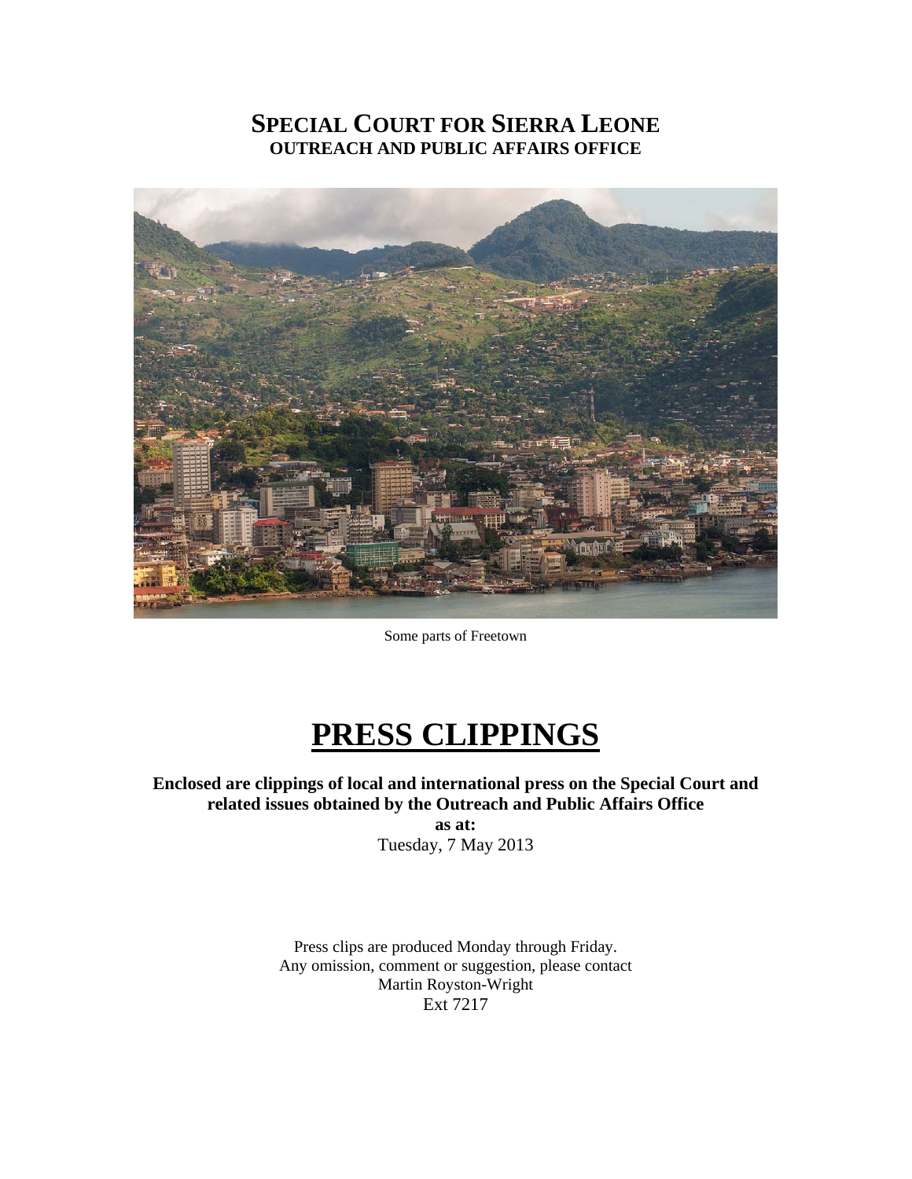# SPECIAL COURT FOR SIERRA LEONE
## OUTREACH AND PUBLIC AFFAIRS OFFICE

Some parts of Freetown

# PRESS CLIPPINGS

**Enclosed are clippings of local and international press on the Special Court and related issues obtained by the Outreach and Public Affairs Office**

**as at:**

Tuesday, 7 May 2013

Press clips are produced Monday through Friday.
Any omission, comment or suggestion, please contact
Martin Royston-Wright
Ext 7217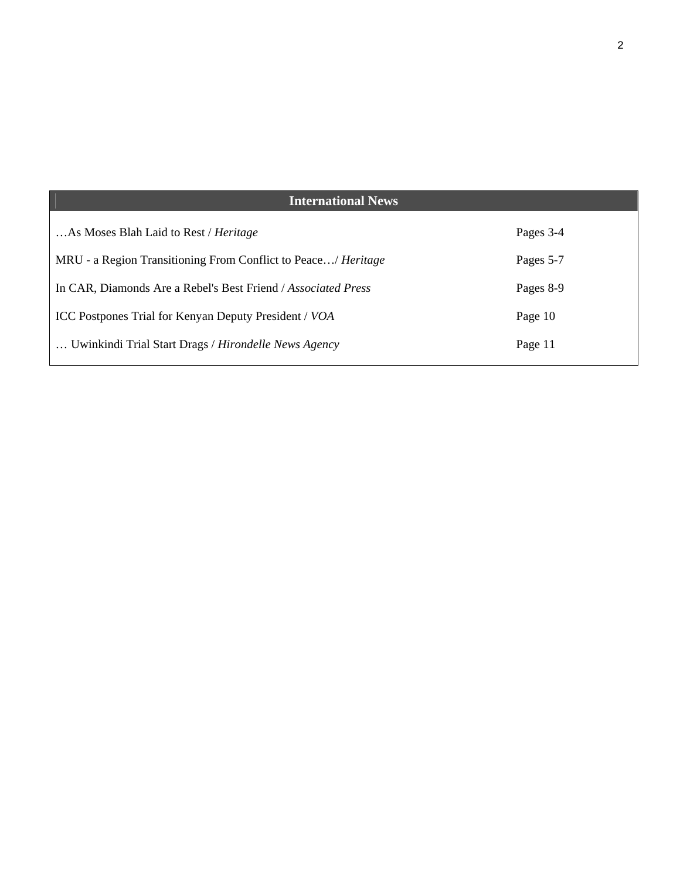| International News | |
|---|---|
| …As Moses Blah Laid to Rest / *Heritage* | Pages 3-4 |
| MRU - a Region Transitioning From Conflict to Peace…/ *Heritage* | Pages 5-7 |
| In CAR, Diamonds Are a Rebel's Best Friend / *Associated Press* | Pages 8-9 |
| ICC Postpones Trial for Kenyan Deputy President / *VOA* | Page 10 |
| … Uwinkindi Trial Start Drags / *Hirondelle News Agency* | Page 11 |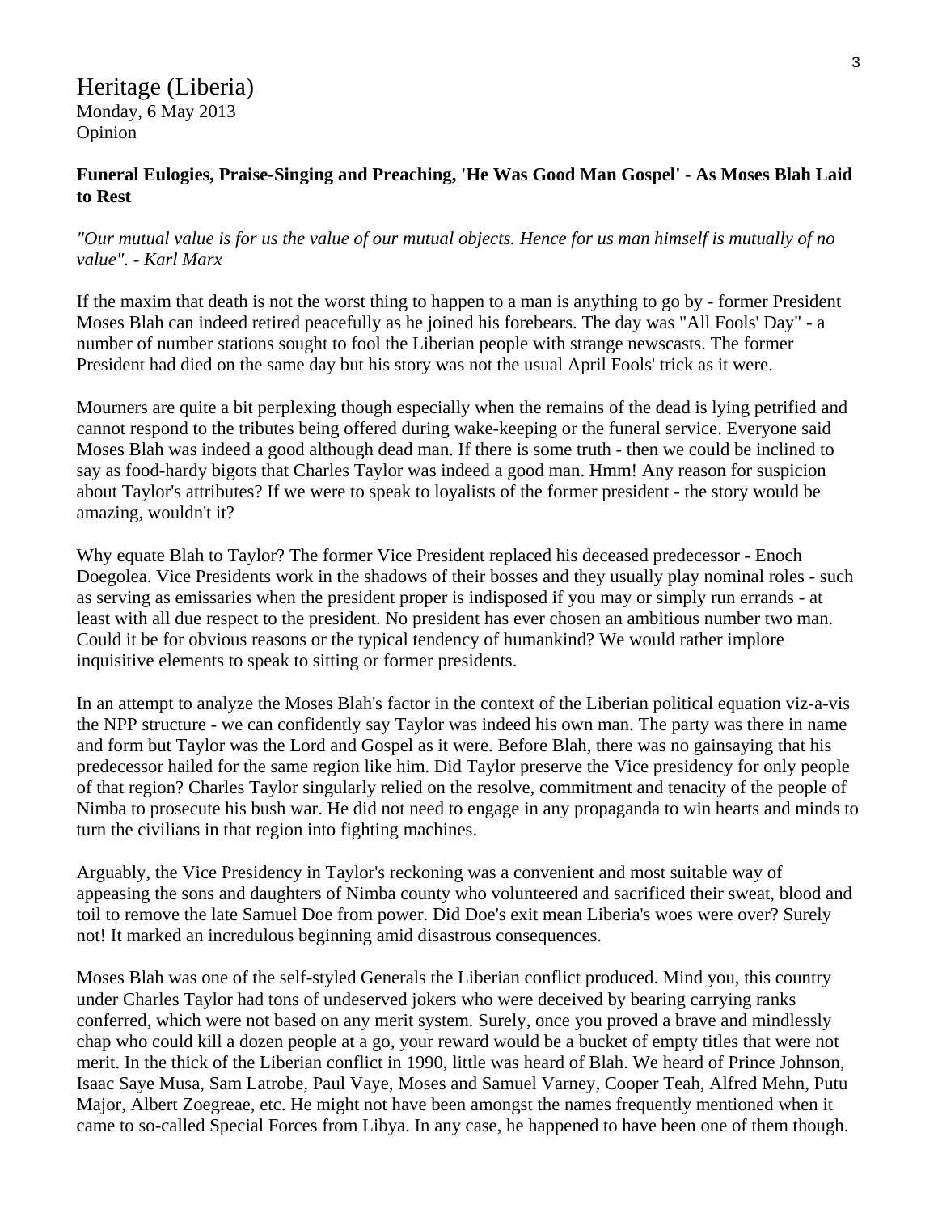Heritage (Liberia)
Monday, 6 May 2013
Opinion

**Funeral Eulogies, Praise-Singing and Preaching, 'He Was Good Man Gospel' - As Moses Blah Laid to Rest**

*"Our mutual value is for us the value of our mutual objects. Hence for us man himself is mutually of no value". - Karl Marx*

If the maxim that death is not the worst thing to happen to a man is anything to go by - former President Moses Blah can indeed retired peacefully as he joined his forebears. The day was "All Fools' Day" - a number of number stations sought to fool the Liberian people with strange newscasts. The former President had died on the same day but his story was not the usual April Fools' trick as it were.

Mourners are quite a bit perplexing though especially when the remains of the dead is lying petrified and cannot respond to the tributes being offered during wake-keeping or the funeral service. Everyone said Moses Blah was indeed a good although dead man. If there is some truth - then we could be inclined to say as food-hardy bigots that Charles Taylor was indeed a good man. Hmm! Any reason for suspicion about Taylor's attributes? If we were to speak to loyalists of the former president - the story would be amazing, wouldn't it?

Why equate Blah to Taylor? The former Vice President replaced his deceased predecessor - Enoch Doegolea. Vice Presidents work in the shadows of their bosses and they usually play nominal roles - such as serving as emissaries when the president proper is indisposed if you may or simply run errands - at least with all due respect to the president. No president has ever chosen an ambitious number two man. Could it be for obvious reasons or the typical tendency of humankind? We would rather implore inquisitive elements to speak to sitting or former presidents.

In an attempt to analyze the Moses Blah's factor in the context of the Liberian political equation viz-a-vis the NPP structure - we can confidently say Taylor was indeed his own man. The party was there in name and form but Taylor was the Lord and Gospel as it were. Before Blah, there was no gainsaying that his predecessor hailed for the same region like him. Did Taylor preserve the Vice presidency for only people of that region? Charles Taylor singularly relied on the resolve, commitment and tenacity of the people of Nimba to prosecute his bush war. He did not need to engage in any propaganda to win hearts and minds to turn the civilians in that region into fighting machines.

Arguably, the Vice Presidency in Taylor's reckoning was a convenient and most suitable way of appeasing the sons and daughters of Nimba county who volunteered and sacrificed their sweat, blood and toil to remove the late Samuel Doe from power. Did Doe's exit mean Liberia's woes were over? Surely not! It marked an incredulous beginning amid disastrous consequences.

Moses Blah was one of the self-styled Generals the Liberian conflict produced. Mind you, this country under Charles Taylor had tons of undeserved jokers who were deceived by bearing carrying ranks conferred, which were not based on any merit system. Surely, once you proved a brave and mindlessly chap who could kill a dozen people at a go, your reward would be a bucket of empty titles that were not merit. In the thick of the Liberian conflict in 1990, little was heard of Blah. We heard of Prince Johnson, Isaac Saye Musa, Sam Latrobe, Paul Vaye, Moses and Samuel Varney, Cooper Teah, Alfred Mehn, Putu Major, Albert Zoegreae, etc. He might not have been amongst the names frequently mentioned when it came to so-called Special Forces from Libya. In any case, he happened to have been one of them though.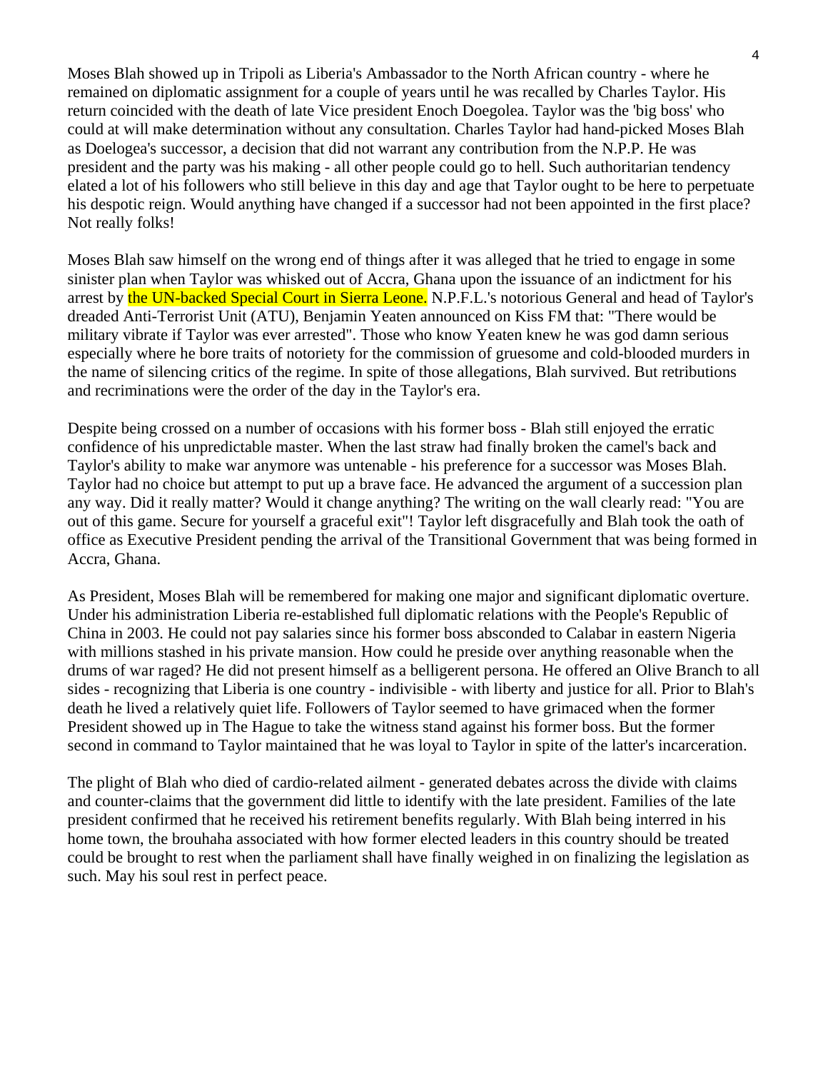Moses Blah showed up in Tripoli as Liberia's Ambassador to the North African country - where he remained on diplomatic assignment for a couple of years until he was recalled by Charles Taylor. His return coincided with the death of late Vice president Enoch Doegolea. Taylor was the 'big boss' who could at will make determination without any consultation. Charles Taylor had hand-picked Moses Blah as Doelogea's successor, a decision that did not warrant any contribution from the N.P.P. He was president and the party was his making - all other people could go to hell. Such authoritarian tendency elated a lot of his followers who still believe in this day and age that Taylor ought to be here to perpetuate his despotic reign. Would anything have changed if a successor had not been appointed in the first place? Not really folks!

Moses Blah saw himself on the wrong end of things after it was alleged that he tried to engage in some sinister plan when Taylor was whisked out of Accra, Ghana upon the issuance of an indictment for his arrest by the UN-backed Special Court in Sierra Leone. N.P.F.L.'s notorious General and head of Taylor's dreaded Anti-Terrorist Unit (ATU), Benjamin Yeaten announced on Kiss FM that: "There would be military vibrate if Taylor was ever arrested". Those who know Yeaten knew he was god damn serious especially where he bore traits of notoriety for the commission of gruesome and cold-blooded murders in the name of silencing critics of the regime. In spite of those allegations, Blah survived. But retributions and recriminations were the order of the day in the Taylor's era.

Despite being crossed on a number of occasions with his former boss - Blah still enjoyed the erratic confidence of his unpredictable master. When the last straw had finally broken the camel's back and Taylor's ability to make war anymore was untenable - his preference for a successor was Moses Blah. Taylor had no choice but attempt to put up a brave face. He advanced the argument of a succession plan any way. Did it really matter? Would it change anything? The writing on the wall clearly read: "You are out of this game. Secure for yourself a graceful exit"! Taylor left disgracefully and Blah took the oath of office as Executive President pending the arrival of the Transitional Government that was being formed in Accra, Ghana.

As President, Moses Blah will be remembered for making one major and significant diplomatic overture. Under his administration Liberia re-established full diplomatic relations with the People's Republic of China in 2003. He could not pay salaries since his former boss absconded to Calabar in eastern Nigeria with millions stashed in his private mansion. How could he preside over anything reasonable when the drums of war raged? He did not present himself as a belligerent persona. He offered an Olive Branch to all sides - recognizing that Liberia is one country - indivisible - with liberty and justice for all. Prior to Blah's death he lived a relatively quiet life. Followers of Taylor seemed to have grimaced when the former President showed up in The Hague to take the witness stand against his former boss. But the former second in command to Taylor maintained that he was loyal to Taylor in spite of the latter's incarceration.

The plight of Blah who died of cardio-related ailment - generated debates across the divide with claims and counter-claims that the government did little to identify with the late president. Families of the late president confirmed that he received his retirement benefits regularly. With Blah being interred in his home town, the brouhaha associated with how former elected leaders in this country should be treated could be brought to rest when the parliament shall have finally weighed in on finalizing the legislation as such. May his soul rest in perfect peace.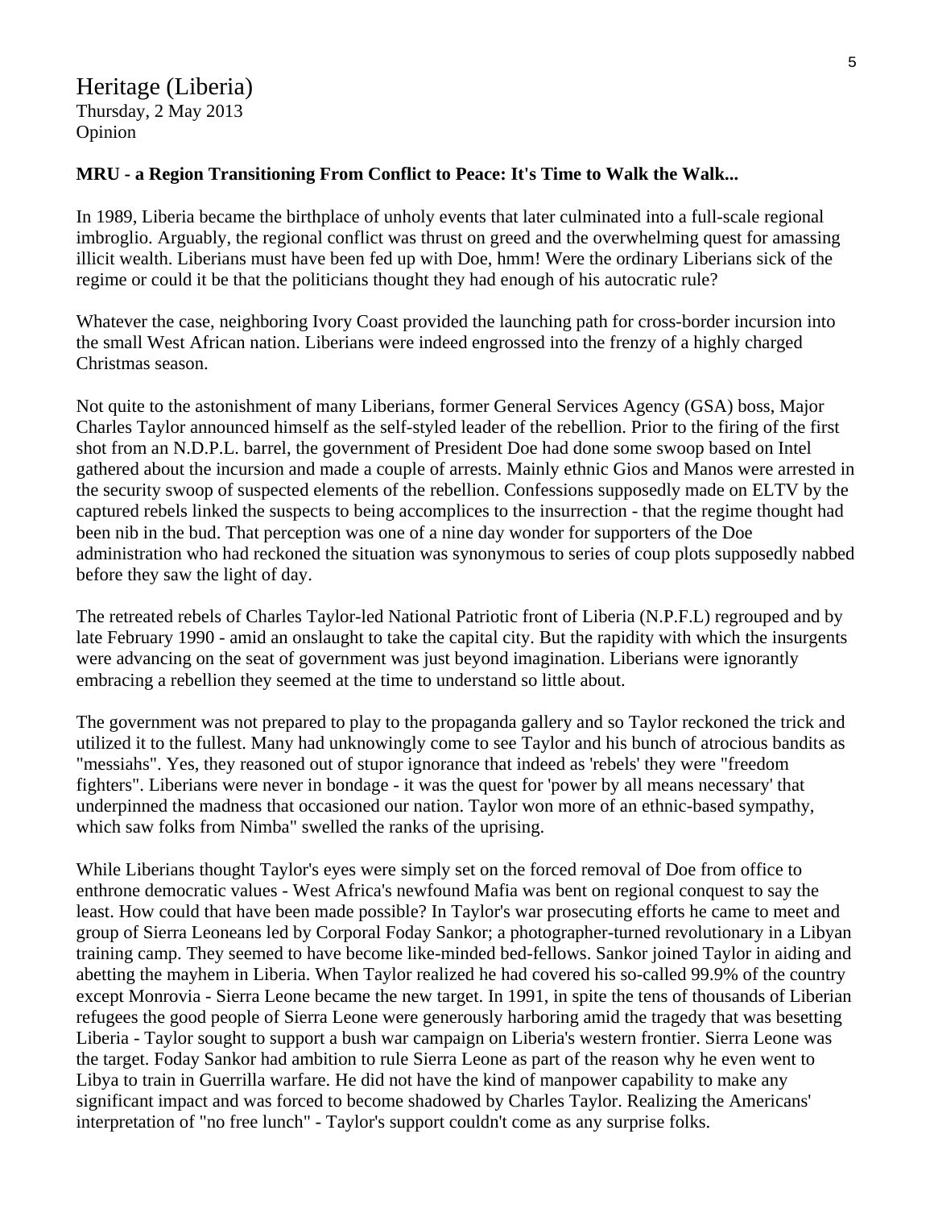Heritage (Liberia)
Thursday, 2 May 2013
Opinion

**MRU - a Region Transitioning From Conflict to Peace: It's Time to Walk the Walk...**

In 1989, Liberia became the birthplace of unholy events that later culminated into a full-scale regional imbroglio. Arguably, the regional conflict was thrust on greed and the overwhelming quest for amassing illicit wealth. Liberians must have been fed up with Doe, hmm! Were the ordinary Liberians sick of the regime or could it be that the politicians thought they had enough of his autocratic rule?

Whatever the case, neighboring Ivory Coast provided the launching path for cross-border incursion into the small West African nation. Liberians were indeed engrossed into the frenzy of a highly charged Christmas season.

Not quite to the astonishment of many Liberians, former General Services Agency (GSA) boss, Major Charles Taylor announced himself as the self-styled leader of the rebellion. Prior to the firing of the first shot from an N.D.P.L. barrel, the government of President Doe had done some swoop based on Intel gathered about the incursion and made a couple of arrests. Mainly ethnic Gios and Manos were arrested in the security swoop of suspected elements of the rebellion. Confessions supposedly made on ELTV by the captured rebels linked the suspects to being accomplices to the insurrection - that the regime thought had been nib in the bud. That perception was one of a nine day wonder for supporters of the Doe administration who had reckoned the situation was synonymous to series of coup plots supposedly nabbed before they saw the light of day.

The retreated rebels of Charles Taylor-led National Patriotic front of Liberia (N.P.F.L) regrouped and by late February 1990 - amid an onslaught to take the capital city. But the rapidity with which the insurgents were advancing on the seat of government was just beyond imagination. Liberians were ignorantly embracing a rebellion they seemed at the time to understand so little about.

The government was not prepared to play to the propaganda gallery and so Taylor reckoned the trick and utilized it to the fullest. Many had unknowingly come to see Taylor and his bunch of atrocious bandits as "messiahs". Yes, they reasoned out of stupor ignorance that indeed as 'rebels' they were "freedom fighters". Liberians were never in bondage - it was the quest for 'power by all means necessary' that underpinned the madness that occasioned our nation. Taylor won more of an ethnic-based sympathy, which saw folks from Nimba" swelled the ranks of the uprising.

While Liberians thought Taylor's eyes were simply set on the forced removal of Doe from office to enthrone democratic values - West Africa's newfound Mafia was bent on regional conquest to say the least. How could that have been made possible? In Taylor's war prosecuting efforts he came to meet and group of Sierra Leoneans led by Corporal Foday Sankor; a photographer-turned revolutionary in a Libyan training camp. They seemed to have become like-minded bed-fellows. Sankor joined Taylor in aiding and abetting the mayhem in Liberia. When Taylor realized he had covered his so-called 99.9% of the country except Monrovia - Sierra Leone became the new target. In 1991, in spite the tens of thousands of Liberian refugees the good people of Sierra Leone were generously harboring amid the tragedy that was besetting Liberia - Taylor sought to support a bush war campaign on Liberia's western frontier. Sierra Leone was the target. Foday Sankor had ambition to rule Sierra Leone as part of the reason why he even went to Libya to train in Guerrilla warfare. He did not have the kind of manpower capability to make any significant impact and was forced to become shadowed by Charles Taylor. Realizing the Americans' interpretation of "no free lunch" - Taylor's support couldn't come as any surprise folks.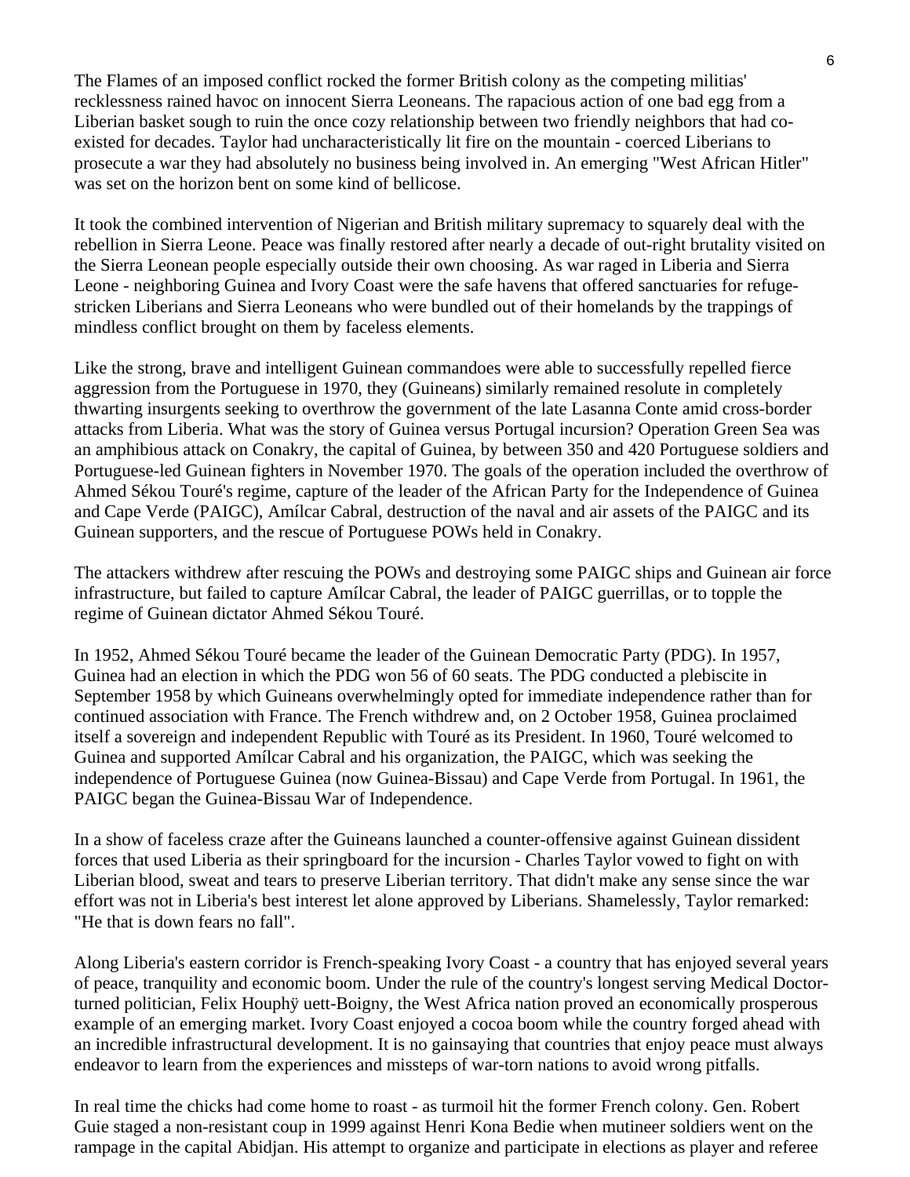The Flames of an imposed conflict rocked the former British colony as the competing militias' recklessness rained havoc on innocent Sierra Leoneans. The rapacious action of one bad egg from a Liberian basket sough to ruin the once cozy relationship between two friendly neighbors that had co-existed for decades. Taylor had uncharacteristically lit fire on the mountain - coerced Liberians to prosecute a war they had absolutely no business being involved in. An emerging "West African Hitler" was set on the horizon bent on some kind of bellicose.

It took the combined intervention of Nigerian and British military supremacy to squarely deal with the rebellion in Sierra Leone. Peace was finally restored after nearly a decade of out-right brutality visited on the Sierra Leonean people especially outside their own choosing. As war raged in Liberia and Sierra Leone - neighboring Guinea and Ivory Coast were the safe havens that offered sanctuaries for refuge-stricken Liberians and Sierra Leoneans who were bundled out of their homelands by the trappings of mindless conflict brought on them by faceless elements.

Like the strong, brave and intelligent Guinean commandoes were able to successfully repelled fierce aggression from the Portuguese in 1970, they (Guineans) similarly remained resolute in completely thwarting insurgents seeking to overthrow the government of the late Lasanna Conte amid cross-border attacks from Liberia. What was the story of Guinea versus Portugal incursion? Operation Green Sea was an amphibious attack on Conakry, the capital of Guinea, by between 350 and 420 Portuguese soldiers and Portuguese-led Guinean fighters in November 1970. The goals of the operation included the overthrow of Ahmed Sékou Touré's regime, capture of the leader of the African Party for the Independence of Guinea and Cape Verde (PAIGC), Amílcar Cabral, destruction of the naval and air assets of the PAIGC and its Guinean supporters, and the rescue of Portuguese POWs held in Conakry.

The attackers withdrew after rescuing the POWs and destroying some PAIGC ships and Guinean air force infrastructure, but failed to capture Amílcar Cabral, the leader of PAIGC guerrillas, or to topple the regime of Guinean dictator Ahmed Sékou Touré.

In 1952, Ahmed Sékou Touré became the leader of the Guinean Democratic Party (PDG). In 1957, Guinea had an election in which the PDG won 56 of 60 seats. The PDG conducted a plebiscite in September 1958 by which Guineans overwhelmingly opted for immediate independence rather than for continued association with France. The French withdrew and, on 2 October 1958, Guinea proclaimed itself a sovereign and independent Republic with Touré as its President. In 1960, Touré welcomed to Guinea and supported Amílcar Cabral and his organization, the PAIGC, which was seeking the independence of Portuguese Guinea (now Guinea-Bissau) and Cape Verde from Portugal. In 1961, the PAIGC began the Guinea-Bissau War of Independence.

In a show of faceless craze after the Guineans launched a counter-offensive against Guinean dissident forces that used Liberia as their springboard for the incursion - Charles Taylor vowed to fight on with Liberian blood, sweat and tears to preserve Liberian territory. That didn't make any sense since the war effort was not in Liberia's best interest let alone approved by Liberians. Shamelessly, Taylor remarked: "He that is down fears no fall".

Along Liberia's eastern corridor is French-speaking Ivory Coast - a country that has enjoyed several years of peace, tranquility and economic boom. Under the rule of the country's longest serving Medical Doctor-turned politician, Felix Houphÿ uett-Boigny, the West Africa nation proved an economically prosperous example of an emerging market. Ivory Coast enjoyed a cocoa boom while the country forged ahead with an incredible infrastructural development. It is no gainsaying that countries that enjoy peace must always endeavor to learn from the experiences and missteps of war-torn nations to avoid wrong pitfalls.

In real time the chicks had come home to roast - as turmoil hit the former French colony. Gen. Robert Guie staged a non-resistant coup in 1999 against Henri Kona Bedie when mutineer soldiers went on the rampage in the capital Abidjan. His attempt to organize and participate in elections as player and referee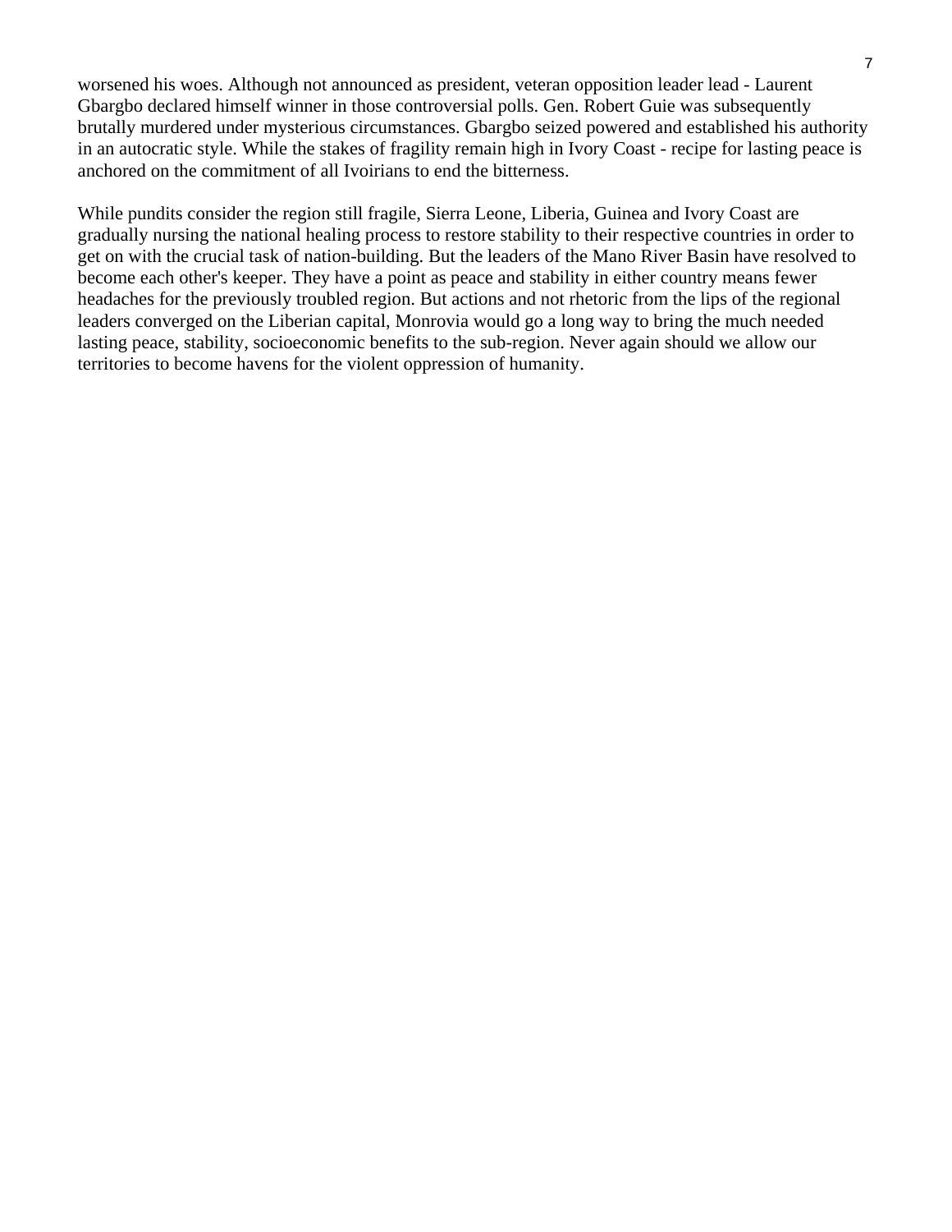worsened his woes. Although not announced as president, veteran opposition leader lead - Laurent Gbargbo declared himself winner in those controversial polls. Gen. Robert Guie was subsequently brutally murdered under mysterious circumstances. Gbargbo seized powered and established his authority in an autocratic style. While the stakes of fragility remain high in Ivory Coast - recipe for lasting peace is anchored on the commitment of all Ivoirians to end the bitterness.

While pundits consider the region still fragile, Sierra Leone, Liberia, Guinea and Ivory Coast are gradually nursing the national healing process to restore stability to their respective countries in order to get on with the crucial task of nation-building. But the leaders of the Mano River Basin have resolved to become each other's keeper. They have a point as peace and stability in either country means fewer headaches for the previously troubled region. But actions and not rhetoric from the lips of the regional leaders converged on the Liberian capital, Monrovia would go a long way to bring the much needed lasting peace, stability, socioeconomic benefits to the sub-region. Never again should we allow our territories to become havens for the violent oppression of humanity.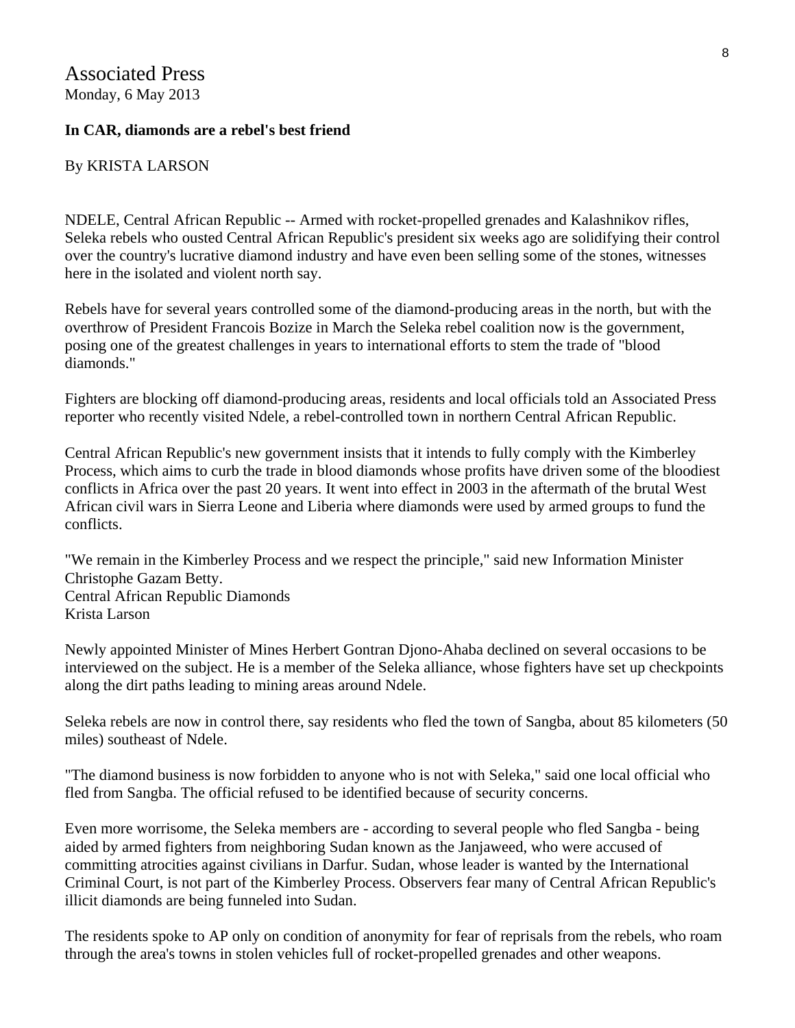Associated Press
Monday, 6 May 2013

**In CAR, diamonds are a rebel's best friend**

By KRISTA LARSON

NDELE, Central African Republic -- Armed with rocket-propelled grenades and Kalashnikov rifles, Seleka rebels who ousted Central African Republic's president six weeks ago are solidifying their control over the country's lucrative diamond industry and have even been selling some of the stones, witnesses here in the isolated and violent north say.

Rebels have for several years controlled some of the diamond-producing areas in the north, but with the overthrow of President Francois Bozize in March the Seleka rebel coalition now is the government, posing one of the greatest challenges in years to international efforts to stem the trade of "blood diamonds."

Fighters are blocking off diamond-producing areas, residents and local officials told an Associated Press reporter who recently visited Ndele, a rebel-controlled town in northern Central African Republic.

Central African Republic's new government insists that it intends to fully comply with the Kimberley Process, which aims to curb the trade in blood diamonds whose profits have driven some of the bloodiest conflicts in Africa over the past 20 years. It went into effect in 2003 in the aftermath of the brutal West African civil wars in Sierra Leone and Liberia where diamonds were used by armed groups to fund the conflicts.

"We remain in the Kimberley Process and we respect the principle," said new Information Minister Christophe Gazam Betty.
Central African Republic Diamonds
Krista Larson

Newly appointed Minister of Mines Herbert Gontran Djono-Ahaba declined on several occasions to be interviewed on the subject. He is a member of the Seleka alliance, whose fighters have set up checkpoints along the dirt paths leading to mining areas around Ndele.

Seleka rebels are now in control there, say residents who fled the town of Sangba, about 85 kilometers (50 miles) southeast of Ndele.

"The diamond business is now forbidden to anyone who is not with Seleka," said one local official who fled from Sangba. The official refused to be identified because of security concerns.

Even more worrisome, the Seleka members are - according to several people who fled Sangba - being aided by armed fighters from neighboring Sudan known as the Janjaweed, who were accused of committing atrocities against civilians in Darfur. Sudan, whose leader is wanted by the International Criminal Court, is not part of the Kimberley Process. Observers fear many of Central African Republic's illicit diamonds are being funneled into Sudan.

The residents spoke to AP only on condition of anonymity for fear of reprisals from the rebels, who roam through the area's towns in stolen vehicles full of rocket-propelled grenades and other weapons.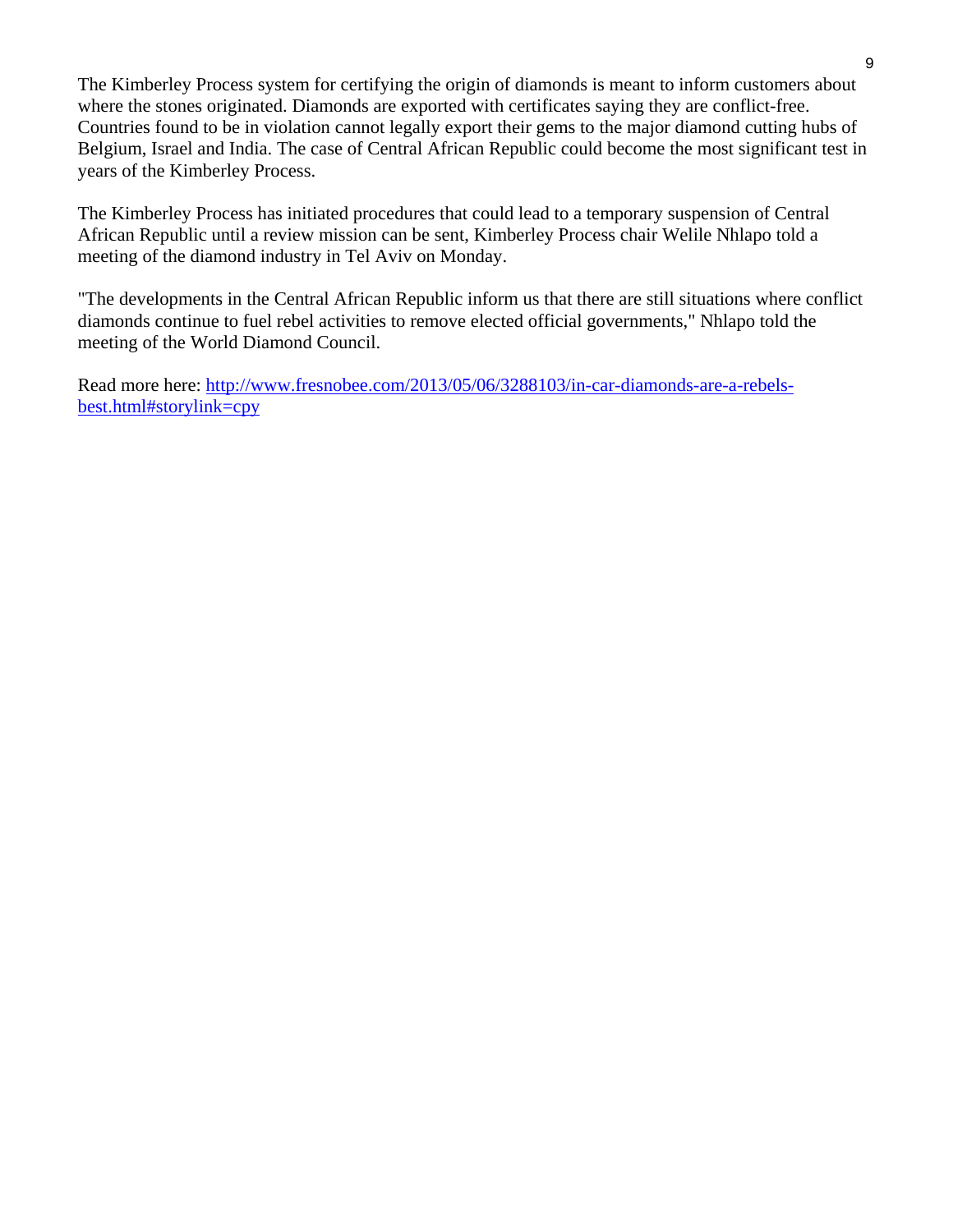The Kimberley Process system for certifying the origin of diamonds is meant to inform customers about where the stones originated. Diamonds are exported with certificates saying they are conflict-free. Countries found to be in violation cannot legally export their gems to the major diamond cutting hubs of Belgium, Israel and India. The case of Central African Republic could become the most significant test in years of the Kimberley Process.

The Kimberley Process has initiated procedures that could lead to a temporary suspension of Central African Republic until a review mission can be sent, Kimberley Process chair Welile Nhlapo told a meeting of the diamond industry in Tel Aviv on Monday.

"The developments in the Central African Republic inform us that there are still situations where conflict diamonds continue to fuel rebel activities to remove elected official governments," Nhlapo told the meeting of the World Diamond Council.

Read more here: [http://www.fresnobee.com/2013/05/06/3288103/in-car-diamonds-are-a-rebels-best.html#storylink=cpy](http://www.fresnobee.com/2013/05/06/3288103/in-car-diamonds-are-a-rebels-best.html#storylink=cpy)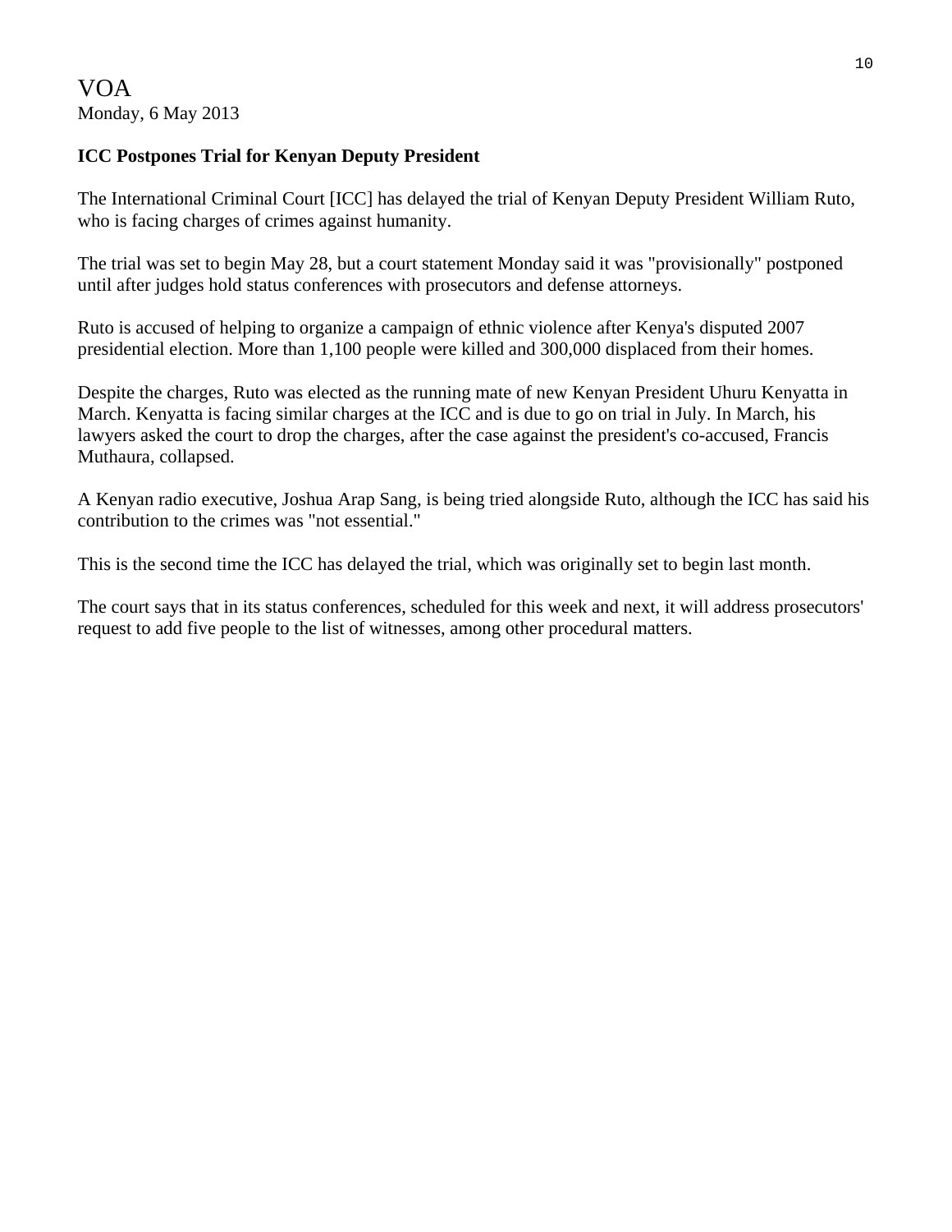VOA
Monday, 6 May 2013

**ICC Postpones Trial for Kenyan Deputy President**

The International Criminal Court [ICC] has delayed the trial of Kenyan Deputy President William Ruto, who is facing charges of crimes against humanity.

The trial was set to begin May 28, but a court statement Monday said it was "provisionally" postponed until after judges hold status conferences with prosecutors and defense attorneys.

Ruto is accused of helping to organize a campaign of ethnic violence after Kenya's disputed 2007 presidential election. More than 1,100 people were killed and 300,000 displaced from their homes.

Despite the charges, Ruto was elected as the running mate of new Kenyan President Uhuru Kenyatta in March. Kenyatta is facing similar charges at the ICC and is due to go on trial in July. In March, his lawyers asked the court to drop the charges, after the case against the president's co-accused, Francis Muthaura, collapsed.

A Kenyan radio executive, Joshua Arap Sang, is being tried alongside Ruto, although the ICC has said his contribution to the crimes was "not essential."

This is the second time the ICC has delayed the trial, which was originally set to begin last month.

The court says that in its status conferences, scheduled for this week and next, it will address prosecutors' request to add five people to the list of witnesses, among other procedural matters.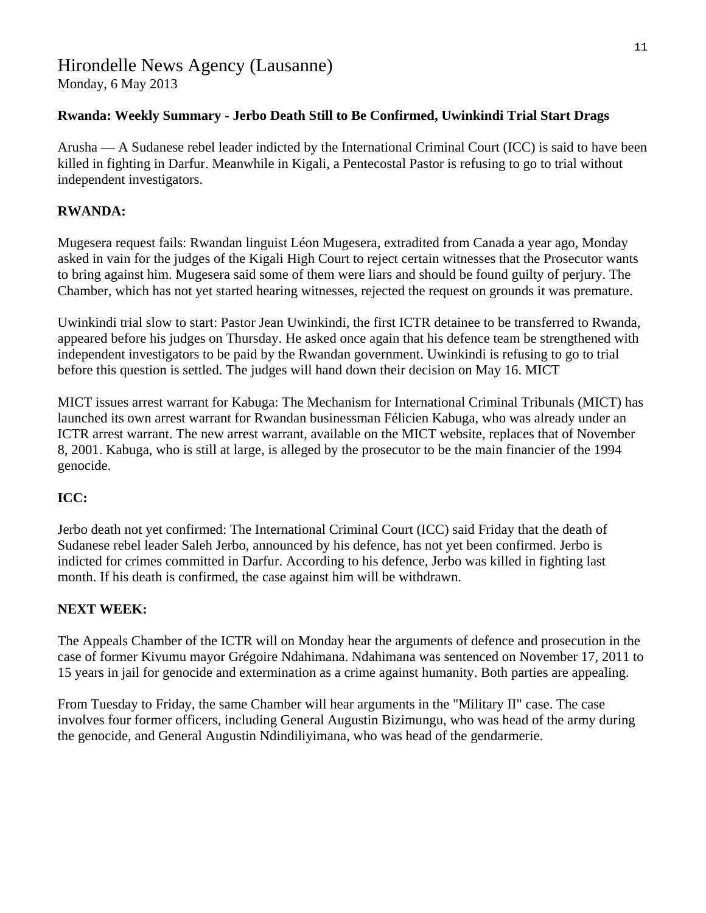# Hirondelle News Agency (Lausanne)

Monday, 6 May 2013

**Rwanda: Weekly Summary - Jerbo Death Still to Be Confirmed, Uwinkindi Trial Start Drags**

Arusha — A Sudanese rebel leader indicted by the International Criminal Court (ICC) is said to have been killed in fighting in Darfur. Meanwhile in Kigali, a Pentecostal Pastor is refusing to go to trial without independent investigators.

**RWANDA:**

Mugesera request fails: Rwandan linguist Léon Mugesera, extradited from Canada a year ago, Monday asked in vain for the judges of the Kigali High Court to reject certain witnesses that the Prosecutor wants to bring against him. Mugesera said some of them were liars and should be found guilty of perjury. The Chamber, which has not yet started hearing witnesses, rejected the request on grounds it was premature.

Uwinkindi trial slow to start: Pastor Jean Uwinkindi, the first ICTR detainee to be transferred to Rwanda, appeared before his judges on Thursday. He asked once again that his defence team be strengthened with independent investigators to be paid by the Rwandan government. Uwinkindi is refusing to go to trial before this question is settled. The judges will hand down their decision on May 16. MICT

MICT issues arrest warrant for Kabuga: The Mechanism for International Criminal Tribunals (MICT) has launched its own arrest warrant for Rwandan businessman Félicien Kabuga, who was already under an ICTR arrest warrant. The new arrest warrant, available on the MICT website, replaces that of November 8, 2001. Kabuga, who is still at large, is alleged by the prosecutor to be the main financier of the 1994 genocide.

**ICC:**

Jerbo death not yet confirmed: The International Criminal Court (ICC) said Friday that the death of Sudanese rebel leader Saleh Jerbo, announced by his defence, has not yet been confirmed. Jerbo is indicted for crimes committed in Darfur. According to his defence, Jerbo was killed in fighting last month. If his death is confirmed, the case against him will be withdrawn.

**NEXT WEEK:**

The Appeals Chamber of the ICTR will on Monday hear the arguments of defence and prosecution in the case of former Kivumu mayor Grégoire Ndahimana. Ndahimana was sentenced on November 17, 2011 to 15 years in jail for genocide and extermination as a crime against humanity. Both parties are appealing.

From Tuesday to Friday, the same Chamber will hear arguments in the "Military II" case. The case involves four former officers, including General Augustin Bizimungu, who was head of the army during the genocide, and General Augustin Ndindiliyimana, who was head of the gendarmerie.